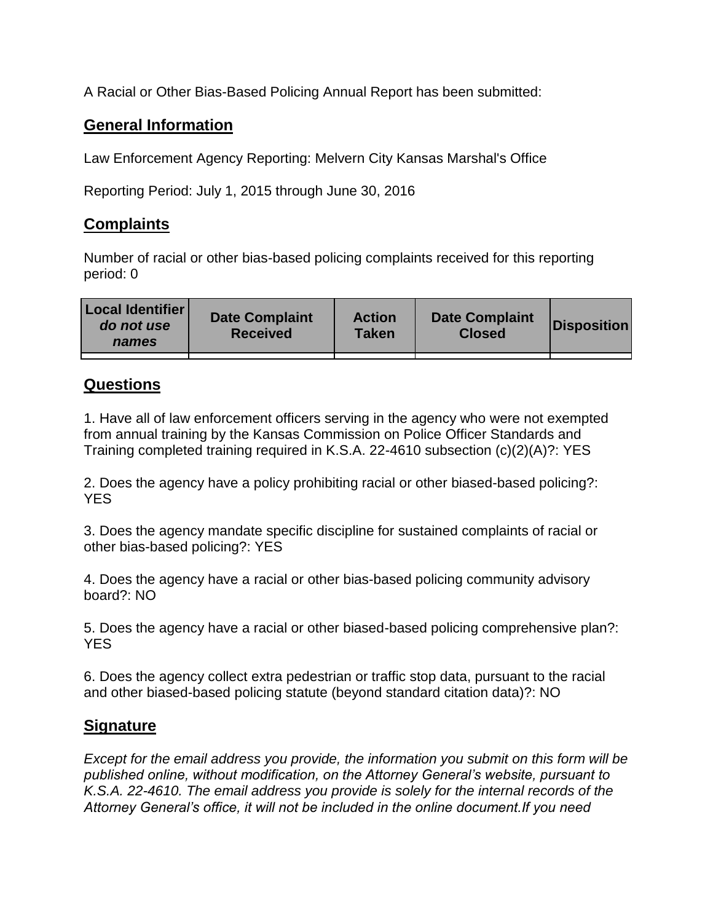A Racial or Other Bias-Based Policing Annual Report has been submitted:

## General Information

Law Enforcement Agency Reporting: Melvern City Kansas Marshal's Office

Reporting Period: July 1, 2015 through June 30, 2016

## Complaints

Number of racial or other bias-based policing complaints received for this reporting period: 0

| Local Identifier *do not use names* | Date Complaint Received | Action Taken | Date Complaint Closed | Disposition |
|---|---|---|---|---|
| | | | | |

## Questions

1. Have all of law enforcement officers serving in the agency who were not exempted from annual training by the Kansas Commission on Police Officer Standards and Training completed training required in K.S.A. 22-4610 subsection (c)(2)(A)?: YES

2. Does the agency have a policy prohibiting racial or other biased-based policing?: YES

3. Does the agency mandate specific discipline for sustained complaints of racial or other bias-based policing?: YES

4. Does the agency have a racial or other bias-based policing community advisory board?: NO

5. Does the agency have a racial or other biased-based policing comprehensive plan?: YES

6. Does the agency collect extra pedestrian or traffic stop data, pursuant to the racial and other biased-based policing statute (beyond standard citation data)?: NO

## Signature

*Except for the email address you provide, the information you submit on this form will be published online, without modification, on the Attorney General's website, pursuant to K.S.A. 22-4610. The email address you provide is solely for the internal records of the Attorney General's office, it will not be included in the online document.If you need*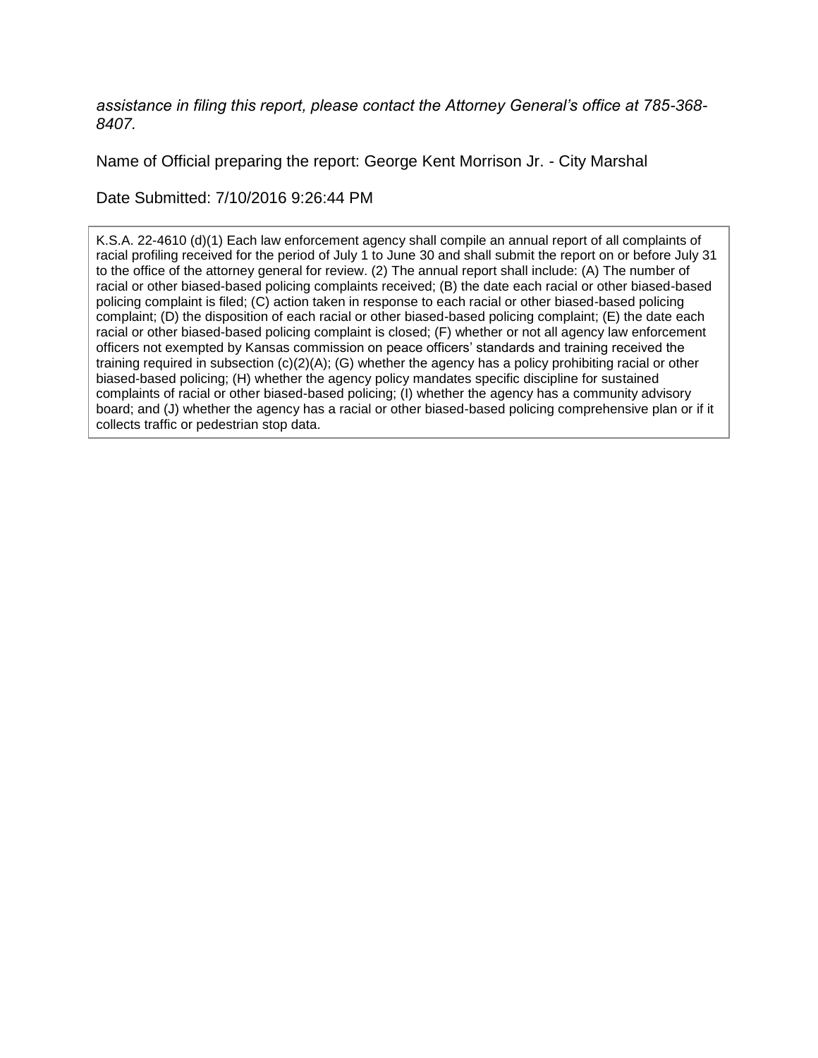*assistance in filing this report, please contact the Attorney General's office at 785-368-8407.*

Name of Official preparing the report: George Kent Morrison Jr. - City Marshal

Date Submitted: 7/10/2016 9:26:44 PM

K.S.A. 22-4610 (d)(1) Each law enforcement agency shall compile an annual report of all complaints of racial profiling received for the period of July 1 to June 30 and shall submit the report on or before July 31 to the office of the attorney general for review. (2) The annual report shall include: (A) The number of racial or other biased-based policing complaints received; (B) the date each racial or other biased-based policing complaint is filed; (C) action taken in response to each racial or other biased-based policing complaint; (D) the disposition of each racial or other biased-based policing complaint; (E) the date each racial or other biased-based policing complaint is closed; (F) whether or not all agency law enforcement officers not exempted by Kansas commission on peace officers' standards and training received the training required in subsection (c)(2)(A); (G) whether the agency has a policy prohibiting racial or other biased-based policing; (H) whether the agency policy mandates specific discipline for sustained complaints of racial or other biased-based policing; (I) whether the agency has a community advisory board; and (J) whether the agency has a racial or other biased-based policing comprehensive plan or if it collects traffic or pedestrian stop data.